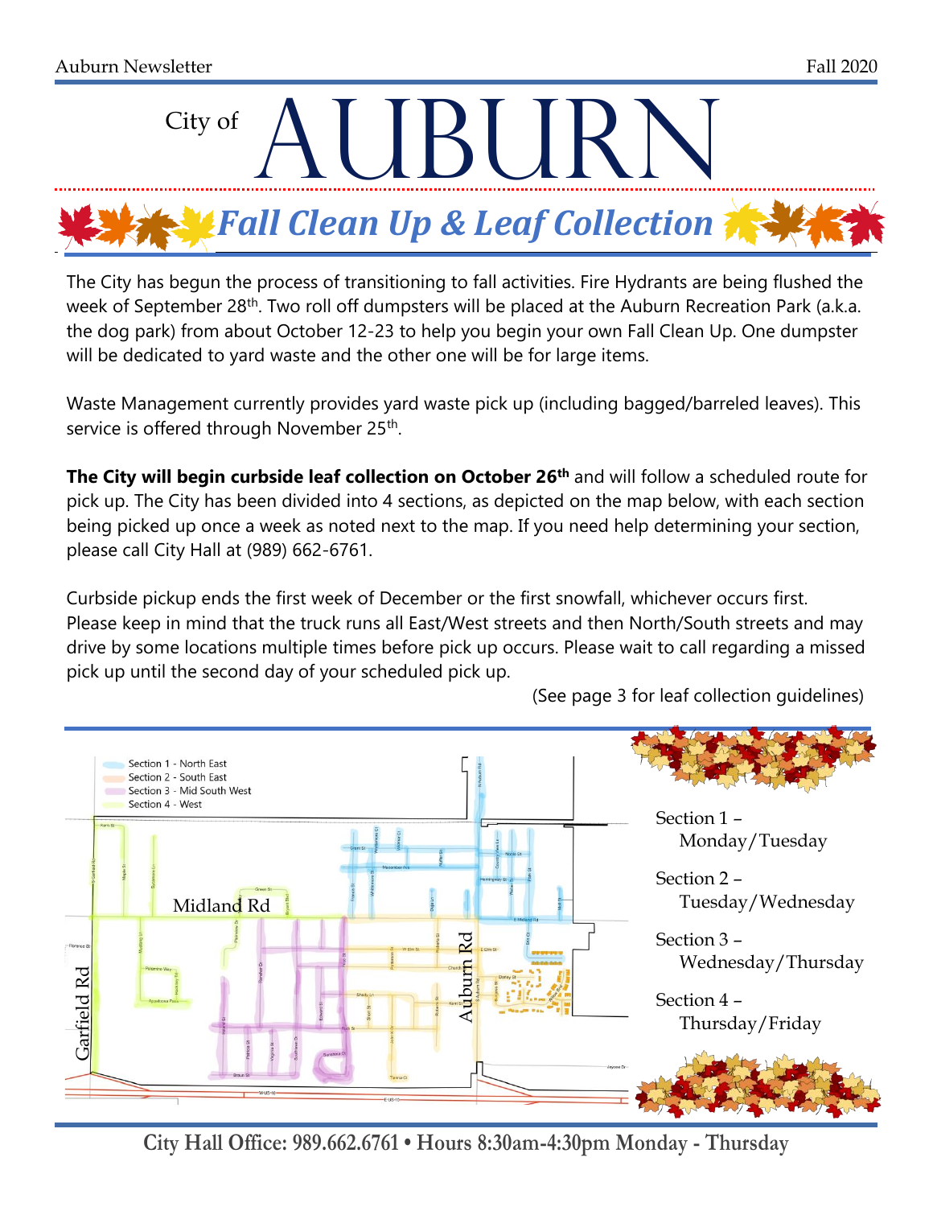# City of AUBURN

## Fall Clean Up & Leaf Collection

The City has begun the process of transitioning to fall activities. Fire Hydrants are being flushed the week of September 28th. Two roll off dumpsters will be placed at the Auburn Recreation Park (a.k.a. the dog park) from about October 12-23 to help you begin your own Fall Clean Up. One dumpster will be dedicated to yard waste and the other one will be for large items.

Waste Management currently provides yard waste pick up (including bagged/barreled leaves). This service is offered through November 25th.

**The City will begin curbside leaf collection on October 26th** and will follow a scheduled route for pick up. The City has been divided into 4 sections, as depicted on the map below, with each section being picked up once a week as noted next to the map. If you need help determining your section, please call City Hall at (989) 662-6761.

Curbside pickup ends the first week of December or the first snowfall, whichever occurs first. Please keep in mind that the truck runs all East/West streets and then North/South streets and may drive by some locations multiple times before pick up occurs. Please wait to call regarding a missed pick up until the second day of your scheduled pick up.

(See page 3 for leaf collection guidelines)

Section 1 - North East
Section 2 - South East
Section 3 - Mid South West
Section 4 - West

Midland Rd · Garfield Rd · Auburn Rd

Section 1 – Monday/Tuesday

Section 2 – Tuesday/Wednesday

Section 3 – Wednesday/Thursday

Section 4 – Thursday/Friday

City Hall Office: 989.662.6761 • Hours 8:30am-4:30pm Monday - Thursday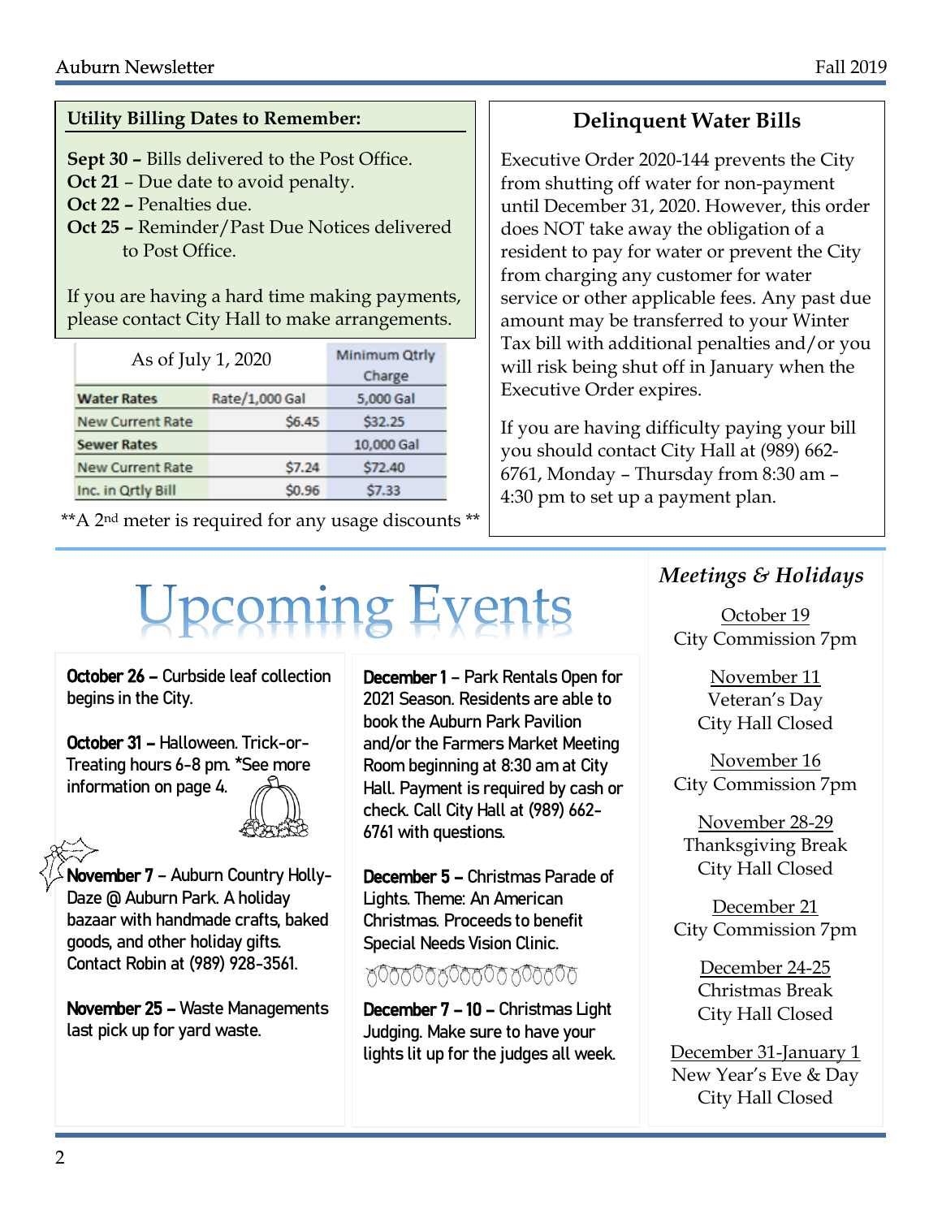## Utility Billing Dates to Remember:

**Sept 30 –** Bills delivered to the Post Office.
**Oct 21** – Due date to avoid penalty.
**Oct 22 –** Penalties due.
**Oct 25 –** Reminder/Past Due Notices delivered to Post Office.

If you are having a hard time making payments, please contact City Hall to make arrangements.

| As of July 1, 2020 | | Minimum Qtrly Charge |
|---|---|---|
| **Water Rates** | Rate/1,000 Gal | 5,000 Gal |
| New Current Rate | $6.45 | $32.25 |
| **Sewer Rates** | | 10,000 Gal |
| New Current Rate | $7.24 | $72.40 |
| Inc. in Qrtly Bill | $0.96 | $7.33 |

**A 2nd meter is required for any usage discounts **

## Delinquent Water Bills

Executive Order 2020-144 prevents the City from shutting off water for non-payment until December 31, 2020. However, this order does NOT take away the obligation of a resident to pay for water or prevent the City from charging any customer for water service or other applicable fees. Any past due amount may be transferred to your Winter Tax bill with additional penalties and/or you will risk being shut off in January when the Executive Order expires.

If you are having difficulty paying your bill you should contact City Hall at (989) 662-6761, Monday – Thursday from 8:30 am – 4:30 pm to set up a payment plan.

# Upcoming Events

**October 26 –** Curbside leaf collection begins in the City.

**October 31 –** Halloween. Trick-or-Treating hours 6-8 pm. *See more information on page 4.

**November 7** – Auburn Country Holly-Daze @ Auburn Park. A holiday bazaar with handmade crafts, baked goods, and other holiday gifts. Contact Robin at (989) 928-3561.

**November 25 –** Waste Managements last pick up for yard waste.

**December 1** – Park Rentals Open for 2021 Season. Residents are able to book the Auburn Park Pavilion and/or the Farmers Market Meeting Room beginning at 8:30 am at City Hall. Payment is required by cash or check. Call City Hall at (989) 662-6761 with questions.

**December 5 –** Christmas Parade of Lights. Theme: An American Christmas. Proceeds to benefit Special Needs Vision Clinic.

**December 7 – 10 –** Christmas Light Judging. Make sure to have your lights lit up for the judges all week.

## *Meetings & Holidays*

October 19
City Commission 7pm

November 11
Veteran's Day
City Hall Closed

November 16
City Commission 7pm

November 28-29
Thanksgiving Break
City Hall Closed

December 21
City Commission 7pm

December 24-25
Christmas Break
City Hall Closed

December 31-January 1
New Year's Eve & Day
City Hall Closed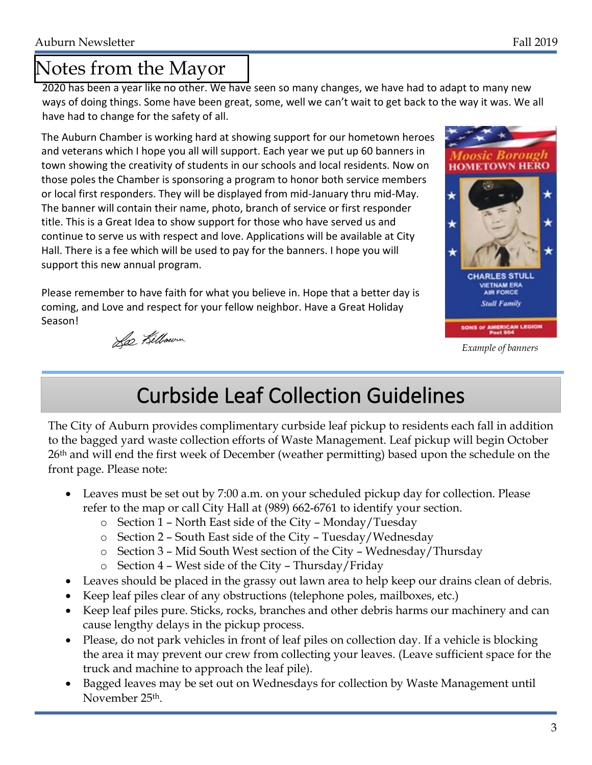# Notes from the Mayor

2020 has been a year like no other. We have seen so many changes, we have had to adapt to many new ways of doing things. Some have been great, some, well we can't wait to get back to the way it was. We all have had to change for the safety of all.

The Auburn Chamber is working hard at showing support for our hometown heroes and veterans which I hope you all will support. Each year we put up 60 banners in town showing the creativity of students in our schools and local residents. Now on those poles the Chamber is sponsoring a program to honor both service members or local first responders. They will be displayed from mid-January thru mid-May. The banner will contain their name, photo, branch of service or first responder title. This is a Great Idea to show support for those who have served us and continue to serve us with respect and love. Applications will be available at City Hall. There is a fee which will be used to pay for the banners. I hope you will support this new annual program.

Please remember to have faith for what you believe in. Hope that a better day is coming, and Love and respect for your fellow neighbor. Have a Great Holiday Season!

*Example of banners*

# Curbside Leaf Collection Guidelines

The City of Auburn provides complimentary curbside leaf pickup to residents each fall in addition to the bagged yard waste collection efforts of Waste Management. Leaf pickup will begin October 26th and will end the first week of December (weather permitting) based upon the schedule on the front page. Please note:

- Leaves must be set out by 7:00 a.m. on your scheduled pickup day for collection. Please refer to the map or call City Hall at (989) 662-6761 to identify your section.
  - Section 1 – North East side of the City – Monday/Tuesday
  - Section 2 – South East side of the City – Tuesday/Wednesday
  - Section 3 – Mid South West section of the City – Wednesday/Thursday
  - Section 4 – West side of the City – Thursday/Friday
- Leaves should be placed in the grassy out lawn area to help keep our drains clean of debris.
- Keep leaf piles clear of any obstructions (telephone poles, mailboxes, etc.)
- Keep leaf piles pure. Sticks, rocks, branches and other debris harms our machinery and can cause lengthy delays in the pickup process.
- Please, do not park vehicles in front of leaf piles on collection day. If a vehicle is blocking the area it may prevent our crew from collecting your leaves. (Leave sufficient space for the truck and machine to approach the leaf pile).
- Bagged leaves may be set out on Wednesdays for collection by Waste Management until November 25th.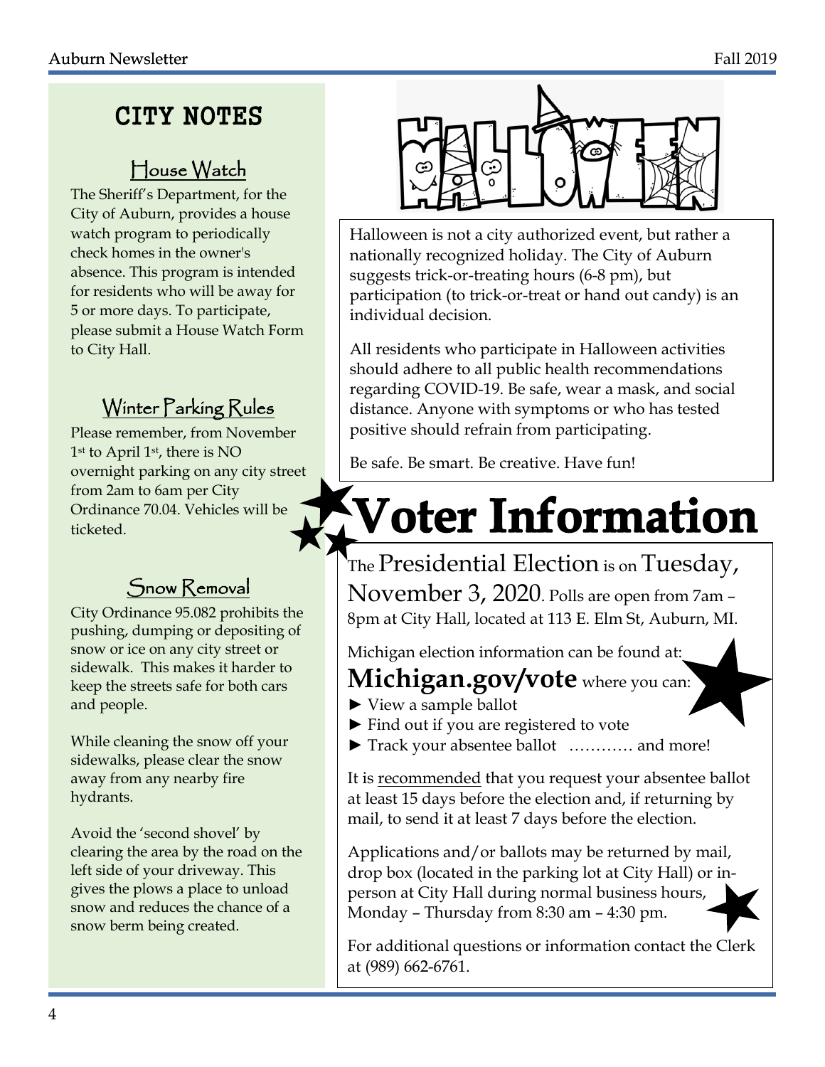# CITY NOTES

## House Watch

The Sheriff's Department, for the City of Auburn, provides a house watch program to periodically check homes in the owner's absence. This program is intended for residents who will be away for 5 or more days. To participate, please submit a House Watch Form to City Hall.

## Winter Parking Rules

Please remember, from November 1st to April 1st, there is NO overnight parking on any city street from 2am to 6am per City Ordinance 70.04. Vehicles will be ticketed.

## Snow Removal

City Ordinance 95.082 prohibits the pushing, dumping or depositing of snow or ice on any city street or sidewalk. This makes it harder to keep the streets safe for both cars and people.

While cleaning the snow off your sidewalks, please clear the snow away from any nearby fire hydrants.

Avoid the 'second shovel' by clearing the area by the road on the left side of your driveway. This gives the plows a place to unload snow and reduces the chance of a snow berm being created.

## HALLOWEEN

Halloween is not a city authorized event, but rather a nationally recognized holiday. The City of Auburn suggests trick-or-treating hours (6-8 pm), but participation (to trick-or-treat or hand out candy) is an individual decision.

All residents who participate in Halloween activities should adhere to all public health recommendations regarding COVID-19. Be safe, wear a mask, and social distance. Anyone with symptoms or who has tested positive should refrain from participating.

Be safe. Be smart. Be creative. Have fun!

# Voter Information

The Presidential Election is on Tuesday, November 3, 2020. Polls are open from 7am – 8pm at City Hall, located at 113 E. Elm St, Auburn, MI.

Michigan election information can be found at:

**Michigan.gov/vote** where you can:

- ► View a sample ballot
- ► Find out if you are registered to vote
- ► Track your absentee ballot ………… and more!

It is recommended that you request your absentee ballot at least 15 days before the election and, if returning by mail, to send it at least 7 days before the election.

Applications and/or ballots may be returned by mail, drop box (located in the parking lot at City Hall) or in-person at City Hall during normal business hours, Monday – Thursday from 8:30 am – 4:30 pm.

For additional questions or information contact the Clerk at (989) 662-6761.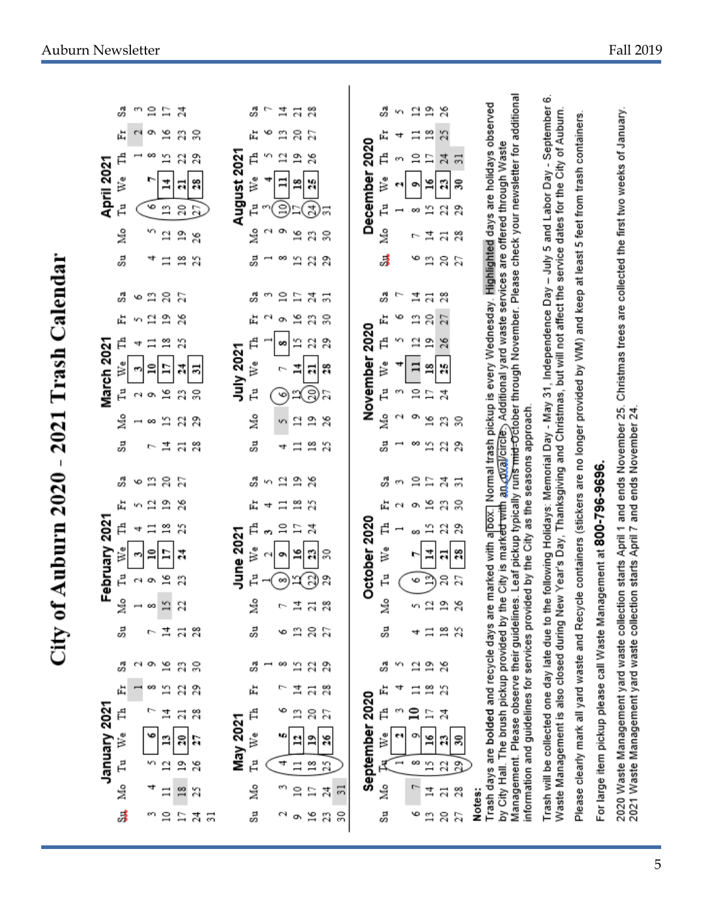# City of Auburn 2020 - 2021 Trash Calendar

### September 2020

| Su | Mo | Tu | We | Th | Fr | Sa |
|---|---|---|---|---|---|---|
| | | 1 | **2** | 3 | 4 | 5 |
| 6 | 7 | 8 | 9 | **10** | 11 | 12 |
| 13 | 14 | 15 | **16** | 17 | 18 | 19 |
| 20 | 21 | 22 | **23** | 24 | 25 | 26 |
| 27 | 28 | 29 | **30** | | | |

### October 2020

| Su | Mo | Tu | We | Th | Fr | Sa |
|---|---|---|---|---|---|---|
| | | | | 1 | 2 | 3 |
| 4 | 5 | 6 | **7** | 8 | 9 | 10 |
| 11 | 12 | 13 | **14** | 15 | 16 | 17 |
| 18 | 19 | 20 | **21** | 22 | 23 | 24 |
| 25 | 26 | 27 | **28** | 29 | 30 | 31 |

### November 2020

| Su | Mo | Tu | We | Th | Fr | Sa |
|---|---|---|---|---|---|---|
| 1 | 2 | 3 | **4** | 5 | 6 | 7 |
| 8 | 9 | 10 | **11** | 12 | 13 | 14 |
| 15 | 16 | 17 | **18** | 19 | 20 | 21 |
| 22 | 23 | 24 | **25** | 26 | 27 | 28 |
| 29 | 30 | | | | | |

### December 2020

| Su | Mo | Tu | We | Th | Fr | Sa |
|---|---|---|---|---|---|---|
| | | 1 | **2** | 3 | 4 | 5 |
| 6 | 7 | 8 | **9** | 10 | 11 | 12 |
| 13 | 14 | 15 | **16** | 17 | 18 | 19 |
| 20 | 21 | 22 | **23** | 24 | 25 | 26 |
| 27 | 28 | 29 | **30** | 31 | | |

### January 2021

| Su | Mo | Tu | We | Th | Fr | Sa |
|---|---|---|---|---|---|---|
| | | | | | 1 | 2 |
| 3 | 4 | 5 | **6** | 7 | 8 | 9 |
| 10 | 11 | 12 | **13** | 14 | 15 | 16 |
| 17 | 18 | 19 | **20** | 21 | 22 | 23 |
| 24 | 25 | 26 | **27** | 28 | 29 | 30 |
| 31 | | | | | | |

### February 2021

| Su | Mo | Tu | We | Th | Fr | Sa |
|---|---|---|---|---|---|---|
| | 1 | 2 | **3** | 4 | 5 | 6 |
| 7 | 8 | 9 | **10** | 11 | 12 | 13 |
| 14 | 15 | 16 | **17** | 18 | 19 | 20 |
| 21 | 22 | 23 | **24** | 25 | 26 | 27 |
| 28 | | | | | | |

### March 2021

| Su | Mo | Tu | We | Th | Fr | Sa |
|---|---|---|---|---|---|---|
| | 1 | 2 | **3** | 4 | 5 | 6 |
| 7 | 8 | 9 | **10** | 11 | 12 | 13 |
| 14 | 15 | 16 | **17** | 18 | 19 | 20 |
| 21 | 22 | 23 | **24** | 25 | 26 | 27 |
| 28 | 29 | 30 | **31** | | | |

### April 2021

| Su | Mo | Tu | We | Th | Fr | Sa |
|---|---|---|---|---|---|---|
| | | | | 1 | 2 | 3 |
| 4 | 5 | 6 | **7** | 8 | 9 | 10 |
| 11 | 12 | 13 | **14** | 15 | 16 | 17 |
| 18 | 19 | 20 | **21** | 22 | 23 | 24 |
| 25 | 26 | 27 | **28** | 29 | 30 | |

### May 2021

| Su | Mo | Tu | We | Th | Fr | Sa |
|---|---|---|---|---|---|---|
| | | | | | | 1 |
| 2 | 3 | 4 | **5** | 6 | 7 | 8 |
| 9 | 10 | 11 | **12** | 13 | 14 | 15 |
| 16 | 17 | 18 | **19** | 20 | 21 | 22 |
| 23 | 24 | 25 | **26** | 27 | 28 | 29 |
| 30 | 31 | | | | | |

### June 2021

| Su | Mo | Tu | We | Th | Fr | Sa |
|---|---|---|---|---|---|---|
| | | 1 | **2** | **3** | 4 | 5 |
| 6 | 7 | 8 | **9** | 10 | 11 | 12 |
| 13 | 14 | 15 | **16** | 17 | 18 | 19 |
| 20 | 21 | 22 | **23** | 24 | 25 | 26 |
| 27 | 28 | 29 | 30 | | | |

### July 2021

| Su | Mo | Tu | We | Th | Fr | Sa |
|---|---|---|---|---|---|---|
| | | | | 1 | 2 | 3 |
| 4 | 5 | 6 | 7 | **8** | 9 | 10 |
| 11 | 12 | 13 | **14** | 15 | 16 | 17 |
| 18 | 19 | 20 | **21** | 22 | 23 | 24 |
| 25 | 26 | 27 | **28** | 29 | 30 | 31 |

### August 2021

| Su | Mo | Tu | We | Th | Fr | Sa |
|---|---|---|---|---|---|---|
| 1 | 2 | 3 | **4** | 5 | 6 | 7 |
| 8 | 9 | 10 | **11** | 12 | 13 | 14 |
| 15 | 16 | 17 | **18** | 19 | 20 | 21 |
| 22 | 23 | 24 | **25** | 26 | 27 | 28 |
| 29 | 30 | 31 | | | | |

**Notes:**

Trash days are bolded and recycle days are marked with a box. Normal trash pickup is every Wednesday. Highlighted days are holidays observed by City Hall. The brush pickup provided by the City is marked with an oval/circle. Additional yard waste services are offered through Waste Management. Please observe their guidelines. Leaf pickup typically runs mid-October through November. Please check your newsletter for additional information and guidelines for services provided by the City as the seasons approach.

Trash will be collected one day late due to the following Holidays: Memorial Day - May 31, Independence Day – July 5 and Labor Day - September 6. Waste Management is also closed during New Year's Day, Thanksgiving and Christmas, but will not affect the service dates for the City of Auburn.

Please clearly mark all yard waste and Recycle containers (stickers are no longer provided by WM) and keep at least 5 feet from trash containers.

For large item pickup please call Waste Management at **800-796-9696.**

2020 Waste Management yard waste collection starts April 1 and ends November 25. Christmas trees are collected the first two weeks of January. 2021 Waste Management yard waste collection starts April 7 and ends November 24.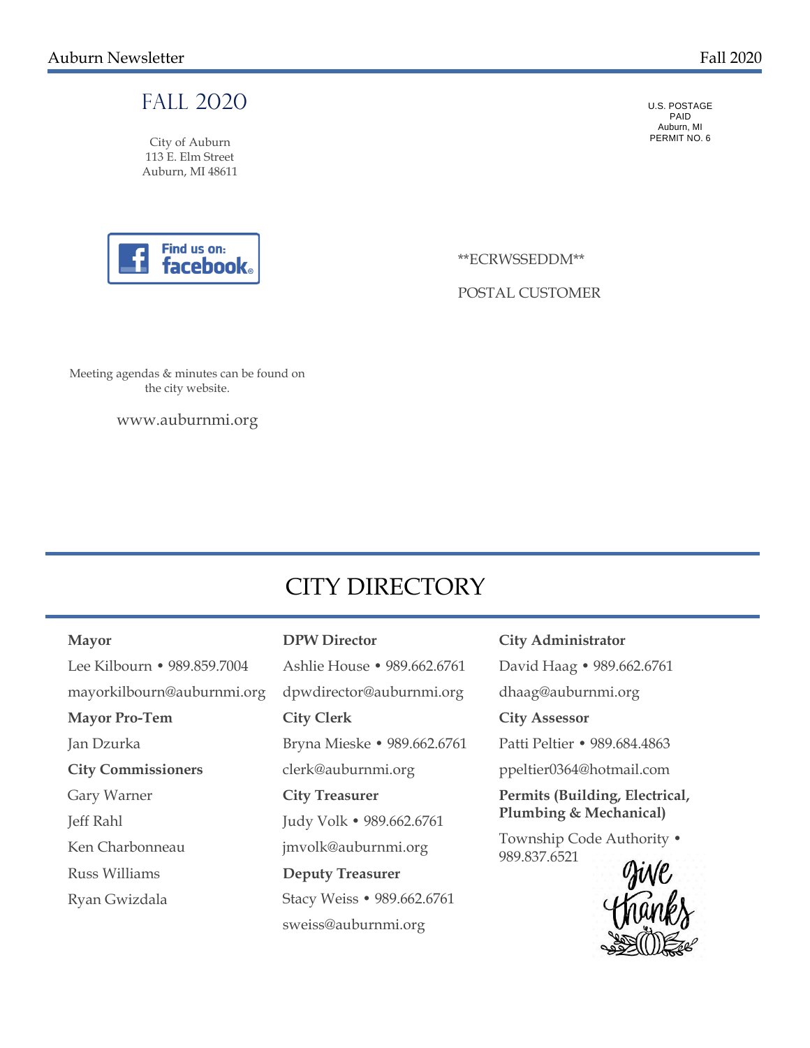# FALL 2020

City of Auburn
113 E. Elm Street
Auburn, MI 48611

U.S. POSTAGE
PAID
Auburn, MI
PERMIT NO. 6

Find us on: facebook

**ECRWSSEDDM**

POSTAL CUSTOMER

Meeting agendas & minutes can be found on the city website.

www.auburnmi.org

## CITY DIRECTORY

**Mayor**

Lee Kilbourn • 989.859.7004

mayorkilbourn@auburnmi.org

**Mayor Pro-Tem**

Jan Dzurka

**City Commissioners**

Gary Warner

Jeff Rahl

Ken Charbonneau

Russ Williams

Ryan Gwizdala

**DPW Director**

Ashlie House • 989.662.6761

dpwdirector@auburnmi.org

**City Clerk**

Bryna Mieske • 989.662.6761

clerk@auburnmi.org

**City Treasurer**

Judy Volk • 989.662.6761

jmvolk@auburnmi.org

**Deputy Treasurer**

Stacy Weiss • 989.662.6761

sweiss@auburnmi.org

**City Administrator**

David Haag • 989.662.6761

dhaag@auburnmi.org

**City Assessor**

Patti Peltier • 989.684.4863

ppeltier0364@hotmail.com

**Permits (Building, Electrical, Plumbing & Mechanical)**

Township Code Authority • 989.837.6521

give thanks